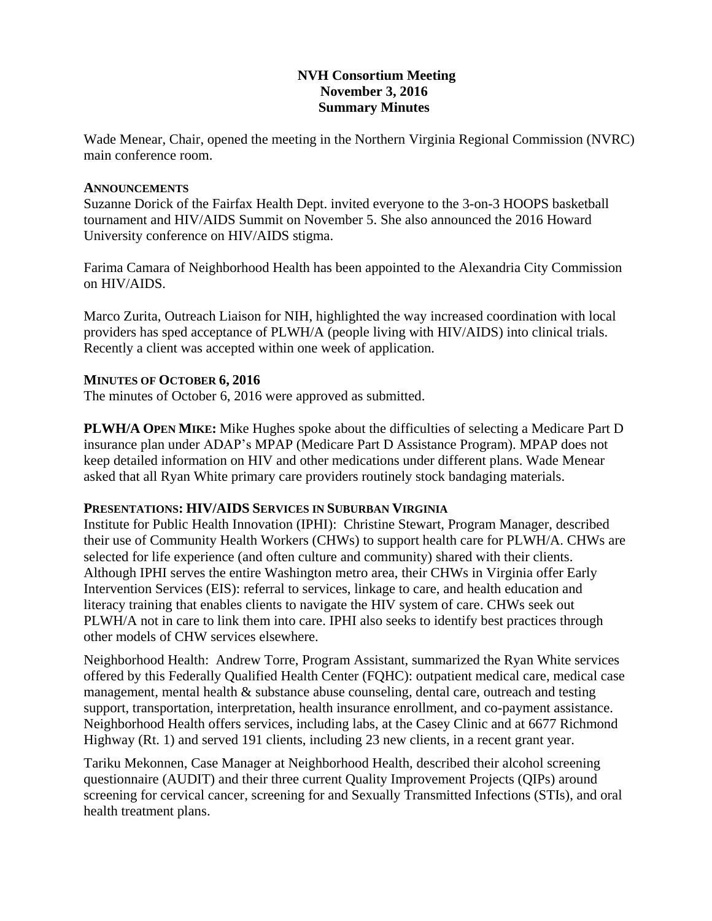**NVH Consortium Meeting**
**November 3, 2016**
**Summary Minutes**

Wade Menear, Chair, opened the meeting in the Northern Virginia Regional Commission (NVRC) main conference room.

**ANNOUNCEMENTS**

Suzanne Dorick of the Fairfax Health Dept. invited everyone to the 3-on-3 HOOPS basketball tournament and HIV/AIDS Summit on November 5. She also announced the 2016 Howard University conference on HIV/AIDS stigma.

Farima Camara of Neighborhood Health has been appointed to the Alexandria City Commission on HIV/AIDS.

Marco Zurita, Outreach Liaison for NIH, highlighted the way increased coordination with local providers has sped acceptance of PLWH/A (people living with HIV/AIDS) into clinical trials. Recently a client was accepted within one week of application.

**MINUTES OF OCTOBER 6, 2016**

The minutes of October 6, 2016 were approved as submitted.

**PLWH/A OPEN MIKE:** Mike Hughes spoke about the difficulties of selecting a Medicare Part D insurance plan under ADAP's MPAP (Medicare Part D Assistance Program). MPAP does not keep detailed information on HIV and other medications under different plans. Wade Menear asked that all Ryan White primary care providers routinely stock bandaging materials.

**PRESENTATIONS: HIV/AIDS SERVICES IN SUBURBAN VIRGINIA**

Institute for Public Health Innovation (IPHI): Christine Stewart, Program Manager, described their use of Community Health Workers (CHWs) to support health care for PLWH/A. CHWs are selected for life experience (and often culture and community) shared with their clients. Although IPHI serves the entire Washington metro area, their CHWs in Virginia offer Early Intervention Services (EIS): referral to services, linkage to care, and health education and literacy training that enables clients to navigate the HIV system of care. CHWs seek out PLWH/A not in care to link them into care. IPHI also seeks to identify best practices through other models of CHW services elsewhere.

Neighborhood Health: Andrew Torre, Program Assistant, summarized the Ryan White services offered by this Federally Qualified Health Center (FQHC): outpatient medical care, medical case management, mental health & substance abuse counseling, dental care, outreach and testing support, transportation, interpretation, health insurance enrollment, and co-payment assistance. Neighborhood Health offers services, including labs, at the Casey Clinic and at 6677 Richmond Highway (Rt. 1) and served 191 clients, including 23 new clients, in a recent grant year.

Tariku Mekonnen, Case Manager at Neighborhood Health, described their alcohol screening questionnaire (AUDIT) and their three current Quality Improvement Projects (QIPs) around screening for cervical cancer, screening for and Sexually Transmitted Infections (STIs), and oral health treatment plans.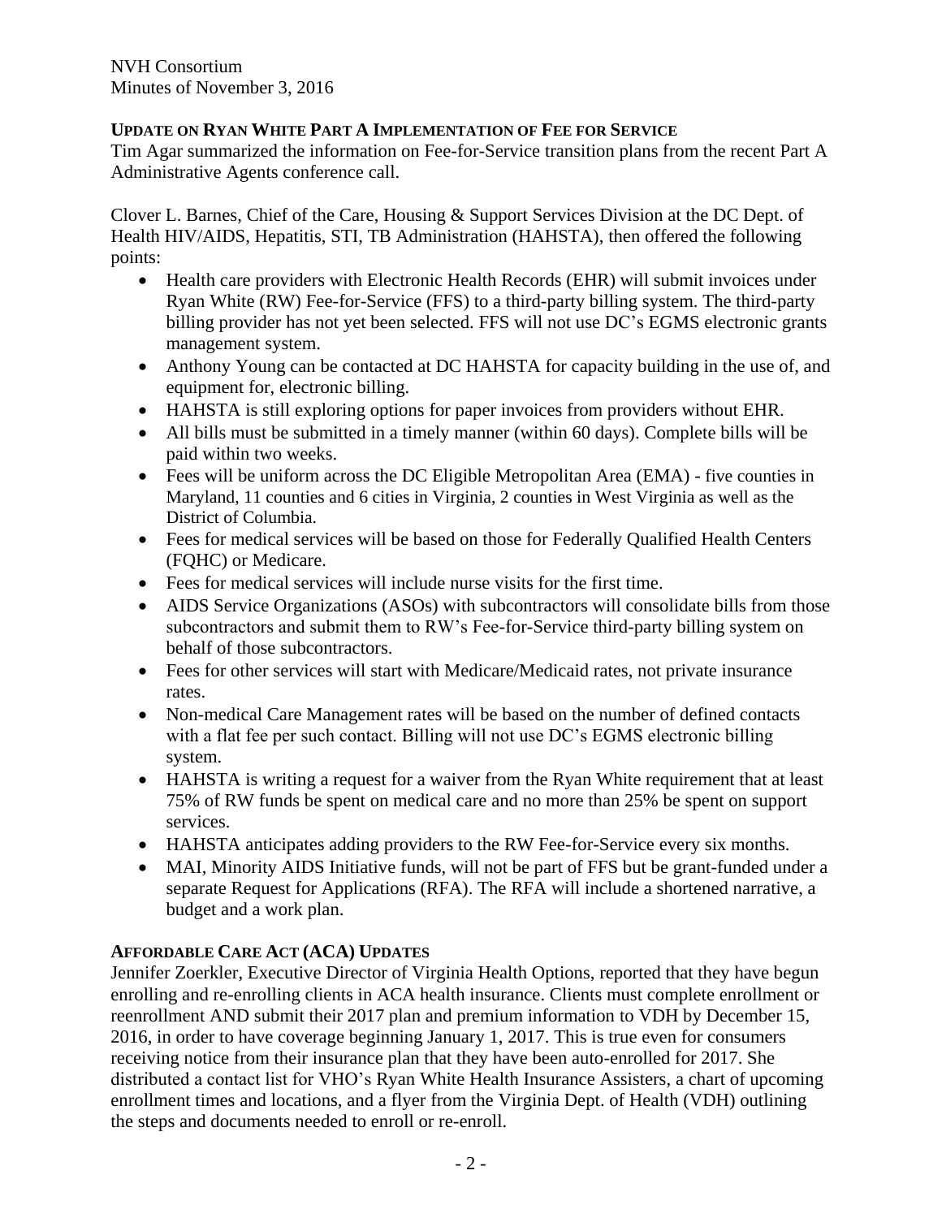## Update on Ryan White Part A Implementation of Fee for Service

Tim Agar summarized the information on Fee-for-Service transition plans from the recent Part A Administrative Agents conference call.

Clover L. Barnes, Chief of the Care, Housing & Support Services Division at the DC Dept. of Health HIV/AIDS, Hepatitis, STI, TB Administration (HAHSTA), then offered the following points:

- Health care providers with Electronic Health Records (EHR) will submit invoices under Ryan White (RW) Fee-for-Service (FFS) to a third-party billing system. The third-party billing provider has not yet been selected. FFS will not use DC's EGMS electronic grants management system.
- Anthony Young can be contacted at DC HAHSTA for capacity building in the use of, and equipment for, electronic billing.
- HAHSTA is still exploring options for paper invoices from providers without EHR.
- All bills must be submitted in a timely manner (within 60 days). Complete bills will be paid within two weeks.
- Fees will be uniform across the DC Eligible Metropolitan Area (EMA) - five counties in Maryland, 11 counties and 6 cities in Virginia, 2 counties in West Virginia as well as the District of Columbia.
- Fees for medical services will be based on those for Federally Qualified Health Centers (FQHC) or Medicare.
- Fees for medical services will include nurse visits for the first time.
- AIDS Service Organizations (ASOs) with subcontractors will consolidate bills from those subcontractors and submit them to RW's Fee-for-Service third-party billing system on behalf of those subcontractors.
- Fees for other services will start with Medicare/Medicaid rates, not private insurance rates.
- Non-medical Care Management rates will be based on the number of defined contacts with a flat fee per such contact. Billing will not use DC's EGMS electronic billing system.
- HAHSTA is writing a request for a waiver from the Ryan White requirement that at least 75% of RW funds be spent on medical care and no more than 25% be spent on support services.
- HAHSTA anticipates adding providers to the RW Fee-for-Service every six months.
- MAI, Minority AIDS Initiative funds, will not be part of FFS but be grant-funded under a separate Request for Applications (RFA). The RFA will include a shortened narrative, a budget and a work plan.

## Affordable Care Act (ACA) Updates

Jennifer Zoerkler, Executive Director of Virginia Health Options, reported that they have begun enrolling and re-enrolling clients in ACA health insurance. Clients must complete enrollment or reenrollment AND submit their 2017 plan and premium information to VDH by December 15, 2016, in order to have coverage beginning January 1, 2017. This is true even for consumers receiving notice from their insurance plan that they have been auto-enrolled for 2017. She distributed a contact list for VHO's Ryan White Health Insurance Assisters, a chart of upcoming enrollment times and locations, and a flyer from the Virginia Dept. of Health (VDH) outlining the steps and documents needed to enroll or re-enroll.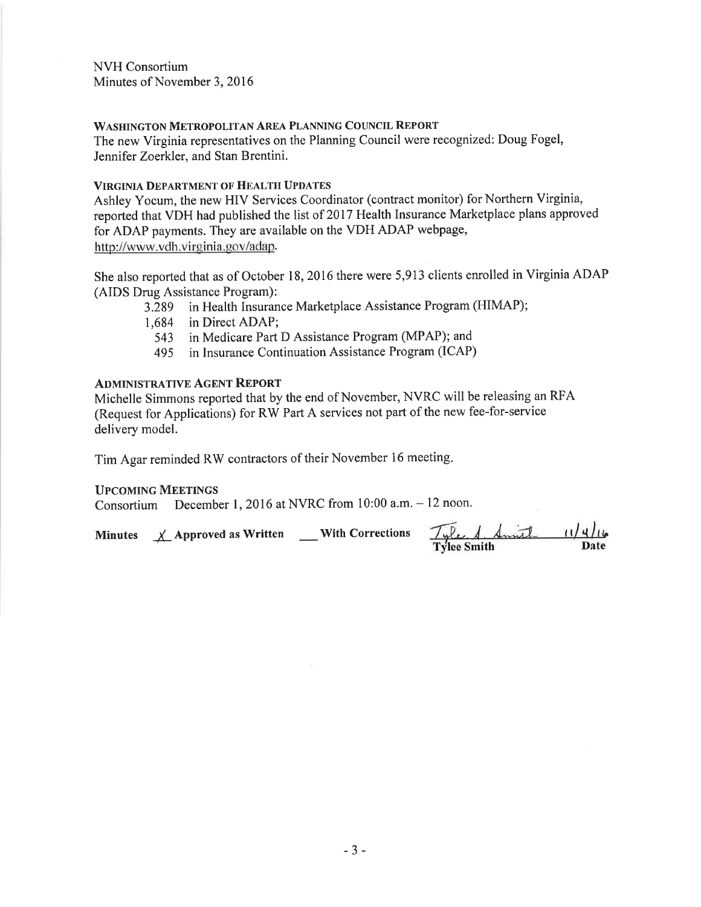NVH Consortium
Minutes of November 3, 2016

## WASHINGTON METROPOLITAN AREA PLANNING COUNCIL REPORT

The new Virginia representatives on the Planning Council were recognized: Doug Fogel, Jennifer Zoerkler, and Stan Brentini.

## VIRGINIA DEPARTMENT OF HEALTH UPDATES

Ashley Yocum, the new HIV Services Coordinator (contract monitor) for Northern Virginia, reported that VDH had published the list of 2017 Health Insurance Marketplace plans approved for ADAP payments. They are available on the VDH ADAP webpage, http://www.vdh.virginia.gov/adap.

She also reported that as of October 18, 2016 there were 5,913 clients enrolled in Virginia ADAP (AIDS Drug Assistance Program):

- 3.289 in Health Insurance Marketplace Assistance Program (HIMAP);
- 1,684 in Direct ADAP;
- 543 in Medicare Part D Assistance Program (MPAP); and
- 495 in Insurance Continuation Assistance Program (ICAP)

## ADMINISTRATIVE AGENT REPORT

Michelle Simmons reported that by the end of November, NVRC will be releasing an RFA (Request for Applications) for RW Part A services not part of the new fee-for-service delivery model.

Tim Agar reminded RW contractors of their November 16 meeting.

## UPCOMING MEETINGS

Consortium December 1, 2016 at NVRC from 10:00 a.m. – 12 noon.

**Minutes** _X_ **Approved as Written** ___ **With Corrections** Tylee A. Smith 11/4/16
**Tylee Smith** **Date**